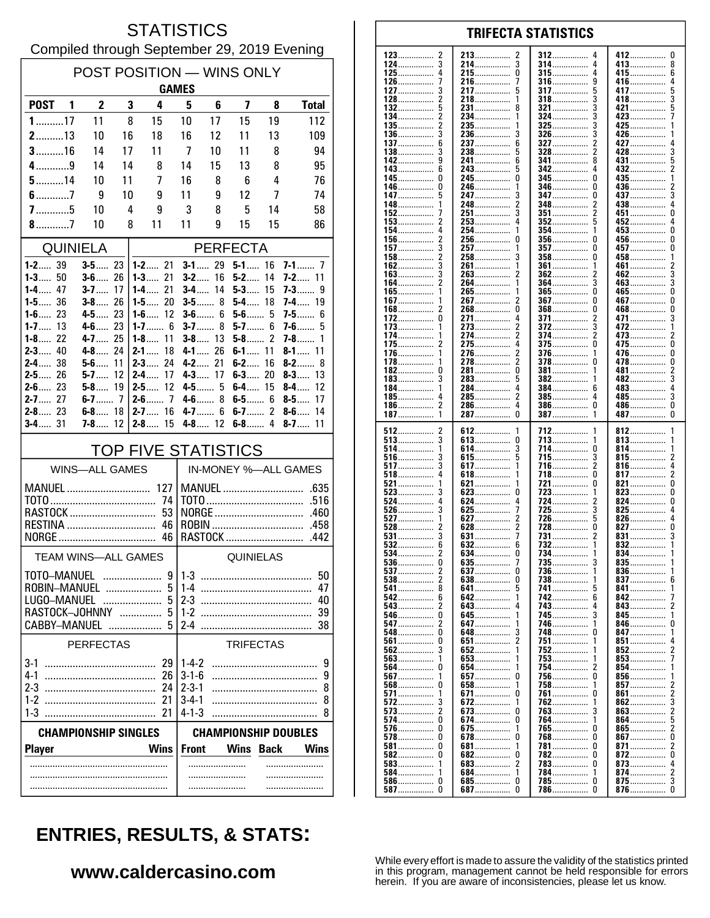# STATISTICS

Compiled through September 29, 2019 Evening

## POST POSITION — WINS ONLY

| | GAMES | | | | | | | | |
|---|---|---|---|---|---|---|---|---|---|
| **POST** | **1** | **2** | **3** | **4** | **5** | **6** | **7** | **8** | **Total** |
| **1** | 17 | 11 | 8 | 15 | 10 | 17 | 15 | 19 | 112 |
| **2** | 13 | 10 | 16 | 18 | 16 | 12 | 11 | 13 | 109 |
| **3** | 16 | 14 | 17 | 11 | 7 | 10 | 11 | 8 | 94 |
| **4** | 9 | 14 | 14 | 8 | 14 | 15 | 13 | 8 | 95 |
| **5** | 14 | 10 | 11 | 7 | 16 | 8 | 6 | 4 | 76 |
| **6** | 7 | 9 | 10 | 9 | 11 | 9 | 12 | 7 | 74 |
| **7** | 5 | 10 | 4 | 9 | 3 | 8 | 5 | 14 | 58 |
| **8** | 7 | 10 | 8 | 11 | 11 | 9 | 15 | 15 | 86 |

## QUINIELA

| | | | |
|---|---|---|---|
| **1-2** | 39 | **3-5** | 23 |
| **1-3** | 50 | **3-6** | 26 |
| **1-4** | 47 | **3-7** | 17 |
| **1-5** | 36 | **3-8** | 26 |
| **1-6** | 23 | **4-5** | 23 |
| **1-7** | 13 | **4-6** | 23 |
| **1-8** | 22 | **4-7** | 25 |
| **2-3** | 40 | **4-8** | 24 |
| **2-4** | 38 | **5-6** | 11 |
| **2-5** | 26 | **5-7** | 12 |
| **2-6** | 23 | **5-8** | 19 |
| **2-7** | 27 | **6-7** | 7 |
| **2-8** | 23 | **6-8** | 18 |
| **3-4** | 31 | **7-8** | 12 |

## PERFECTA

| | | | | | | | |
|---|---|---|---|---|---|---|---|
| **1-2** | 21 | **3-1** | 29 | **5-1** | 16 | **7-1** | 7 |
| **1-3** | 21 | **3-2** | 16 | **5-2** | 14 | **7-2** | 11 |
| **1-4** | 21 | **3-4** | 14 | **5-3** | 15 | **7-3** | 9 |
| **1-5** | 20 | **3-5** | 8 | **5-4** | 18 | **7-4** | 19 |
| **1-6** | 12 | **3-6** | 6 | **5-6** | 5 | **7-5** | 6 |
| **1-7** | 6 | **3-7** | 8 | **5-7** | 6 | **7-6** | 5 |
| **1-8** | 11 | **3-8** | 13 | **5-8** | 2 | **7-8** | 1 |
| **2-1** | 18 | **4-1** | 26 | **6-1** | 11 | **8-1** | 11 |
| **2-3** | 24 | **4-2** | 21 | **6-2** | 16 | **8-2** | 8 |
| **2-4** | 17 | **4-3** | 17 | **6-3** | 20 | **8-3** | 13 |
| **2-5** | 12 | **4-5** | 5 | **6-4** | 15 | **8-4** | 12 |
| **2-6** | 7 | **4-6** | 8 | **6-5** | 6 | **8-5** | 17 |
| **2-7** | 16 | **4-7** | 6 | **6-7** | 2 | **8-6** | 14 |
| **2-8** | 15 | **4-8** | 12 | **6-8** | 4 | **8-7** | 11 |

## TOP FIVE STATISTICS

| WINS—ALL GAMES | | IN-MONEY %—ALL GAMES | |
|---|---|---|---|
| MANUEL | 127 | MANUEL | .635 |
| TOTO | 74 | TOTO | .516 |
| RASTOCK | 53 | NORGE | .460 |
| RESTINA | 46 | ROBIN | .458 |
| NORGE | 46 | RASTOCK | .442 |

| TEAM WINS—ALL GAMES | | QUINIELAS | |
|---|---|---|---|
| TOTO–MANUEL | 9 | 1-3 | 50 |
| ROBIN–MANUEL | 5 | 1-4 | 47 |
| LUGO–MANUEL | 5 | 2-3 | 40 |
| RASTOCK–JOHNNY | 5 | 1-2 | 39 |
| CABBY–MANUEL | 5 | 2-4 | 38 |

| PERFECTAS | | TRIFECTAS | |
|---|---|---|---|
| 3-1 | 29 | 1-4-2 | 9 |
| 4-1 | 26 | 3-1-6 | 9 |
| 2-3 | 24 | 2-3-1 | 8 |
| 1-2 | 21 | 3-4-1 | 8 |
| 1-3 | 21 | 4-1-3 | 8 |

| CHAMPIONSHIP SINGLES | | CHAMPIONSHIP DOUBLES | | | |
|---|---|---|---|---|---|
| **Player** | **Wins** | **Front** | **Wins** | **Back** | **Wins** |
| | | | | | |
| | | | | | |
| | | | | | |

## TRIFECTA STATISTICS

| | | | | | | | |
|---|---|---|---|---|---|---|---|
| 123 | 2 | 213 | 2 | 312 | 4 | 412 | 0 |
| 124 | 3 | 214 | 3 | 314 | 4 | 413 | 8 |
| 125 | 4 | 215 | 0 | 315 | 4 | 415 | 6 |
| 126 | 7 | 216 | 7 | 316 | 9 | 416 | 4 |
| 127 | 3 | 217 | 5 | 317 | 5 | 417 | 5 |
| 128 | 2 | 218 | 1 | 318 | 3 | 418 | 3 |
| 132 | 5 | 231 | 8 | 321 | 3 | 421 | 5 |
| 134 | 2 | 234 | 1 | 324 | 3 | 423 | 7 |
| 135 | 2 | 235 | 1 | 325 | 3 | 425 | 1 |
| 136 | 3 | 236 | 3 | 326 | 3 | 426 | 1 |
| 137 | 6 | 237 | 6 | 327 | 2 | 427 | 4 |
| 138 | 3 | 238 | 5 | 328 | 2 | 428 | 3 |
| 142 | 9 | 241 | 6 | 341 | 8 | 431 | 5 |
| 143 | 6 | 243 | 5 | 342 | 4 | 432 | 2 |
| 145 | 0 | 245 | 0 | 345 | 0 | 435 | 1 |
| 146 | 0 | 246 | 1 | 346 | 0 | 436 | 2 |
| 147 | 5 | 247 | 3 | 347 | 0 | 437 | 3 |
| 148 | 1 | 248 | 2 | 348 | 2 | 438 | 4 |
| 152 | 7 | 251 | 3 | 351 | 2 | 451 | 0 |
| 153 | 2 | 253 | 4 | 352 | 5 | 452 | 4 |
| 154 | 4 | 254 | 1 | 354 | 1 | 453 | 0 |
| 156 | 2 | 256 | 0 | 356 | 0 | 456 | 0 |
| 157 | 3 | 257 | 1 | 357 | 0 | 457 | 0 |
| 158 | 2 | 258 | 3 | 358 | 0 | 458 | 1 |
| 162 | 3 | 261 | 1 | 361 | 1 | 461 | 2 |
| 163 | 3 | 263 | 2 | 362 | 2 | 462 | 3 |
| 164 | 2 | 264 | 1 | 364 | 3 | 463 | 3 |
| 165 | 1 | 265 | 1 | 365 | 0 | 465 | 0 |
| 167 | 1 | 267 | 2 | 367 | 0 | 467 | 0 |
| 168 | 2 | 268 | 0 | 368 | 0 | 468 | 0 |
| 172 | 0 | 271 | 4 | 371 | 2 | 471 | 3 |
| 173 | 1 | 273 | 2 | 372 | 3 | 472 | 1 |
| 174 | 1 | 274 | 2 | 374 | 2 | 473 | 2 |
| 175 | 2 | 275 | 4 | 375 | 0 | 475 | 0 |
| 176 | 1 | 276 | 2 | 376 | 1 | 476 | 0 |
| 178 | 1 | 278 | 2 | 378 | 0 | 478 | 0 |
| 182 | 0 | 281 | 0 | 381 | 1 | 481 | 2 |
| 183 | 3 | 283 | 5 | 382 | 1 | 482 | 3 |
| 184 | 1 | 284 | 4 | 384 | 6 | 483 | 4 |
| 185 | 4 | 285 | 2 | 385 | 4 | 485 | 3 |
| 186 | 2 | 286 | 4 | 386 | 0 | 486 | 0 |
| 187 | 1 | 287 | 0 | 387 | 1 | 487 | 0 |
| 512 | 2 | 612 | 1 | 712 | 1 | 812 | 1 |
| 513 | 3 | 613 | 0 | 713 | 1 | 813 | 1 |
| 514 | 1 | 614 | 3 | 714 | 0 | 814 | 1 |
| 516 | 3 | 615 | 5 | 715 | 3 | 815 | 2 |
| 517 | 3 | 617 | 1 | 716 | 2 | 816 | 4 |
| 518 | 4 | 618 | 1 | 718 | 0 | 817 | 2 |
| 521 | 1 | 621 | 1 | 721 | 0 | 821 | 0 |
| 523 | 3 | 623 | 0 | 723 | 1 | 823 | 0 |
| 524 | 4 | 624 | 4 | 724 | 2 | 824 | 0 |
| 526 | 3 | 625 | 7 | 725 | 3 | 825 | 4 |
| 527 | 1 | 627 | 2 | 726 | 5 | 826 | 4 |
| 528 | 2 | 628 | 2 | 728 | 0 | 827 | 0 |
| 531 | 3 | 631 | 7 | 731 | 2 | 831 | 3 |
| 532 | 6 | 632 | 6 | 732 | 1 | 832 | 1 |
| 534 | 2 | 634 | 0 | 734 | 1 | 834 | 1 |
| 536 | 0 | 635 | 7 | 735 | 3 | 835 | 1 |
| 537 | 2 | 637 | 0 | 736 | 1 | 836 | 1 |
| 538 | 2 | 638 | 0 | 738 | 1 | 837 | 6 |
| 541 | 8 | 641 | 5 | 741 | 5 | 841 | 1 |
| 542 | 6 | 642 | 1 | 742 | 6 | 842 | 7 |
| 543 | 2 | 643 | 4 | 743 | 4 | 843 | 2 |
| 546 | 0 | 645 | 1 | 745 | 3 | 845 | 1 |
| 547 | 2 | 647 | 1 | 746 | 1 | 846 | 0 |
| 548 | 0 | 648 | 3 | 748 | 0 | 847 | 1 |
| 561 | 0 | 651 | 2 | 751 | 1 | 851 | 4 |
| 562 | 3 | 652 | 1 | 752 | 1 | 852 | 2 |
| 563 | 1 | 653 | 1 | 753 | 1 | 853 | 7 |
| 564 | 0 | 654 | 1 | 754 | 2 | 854 | 1 |
| 567 | 1 | 657 | 0 | 756 | 0 | 856 | 1 |
| 568 | 0 | 658 | 1 | 758 | 1 | 857 | 2 |
| 571 | 1 | 671 | 0 | 761 | 0 | 861 | 2 |
| 572 | 3 | 672 | 1 | 762 | 1 | 862 | 3 |
| 573 | 2 | 673 | 0 | 763 | 3 | 863 | 2 |
| 574 | 0 | 674 | 0 | 764 | 1 | 864 | 5 |
| 576 | 0 | 675 | 1 | 765 | 0 | 865 | 2 |
| 578 | 0 | 678 | 0 | 768 | 0 | 867 | 0 |
| 581 | 0 | 681 | 1 | 781 | 0 | 871 | 2 |
| 582 | 0 | 682 | 0 | 782 | 0 | 872 | 0 |
| 583 | 1 | 683 | 2 | 783 | 0 | 873 | 4 |
| 584 | 1 | 684 | 1 | 784 | 1 | 874 | 2 |
| 586 | 0 | 685 | 0 | 785 | 0 | 875 | 3 |
| 587 | 0 | 687 | 0 | 786 | 0 | 876 | 0 |

## ENTRIES, RESULTS, & STATS:

**www.caldercasino.com**

While every effort is made to assure the validity of the statistics printed in this program, management cannot be held responsible for errors herein. If you are aware of inconsistencies, please let us know.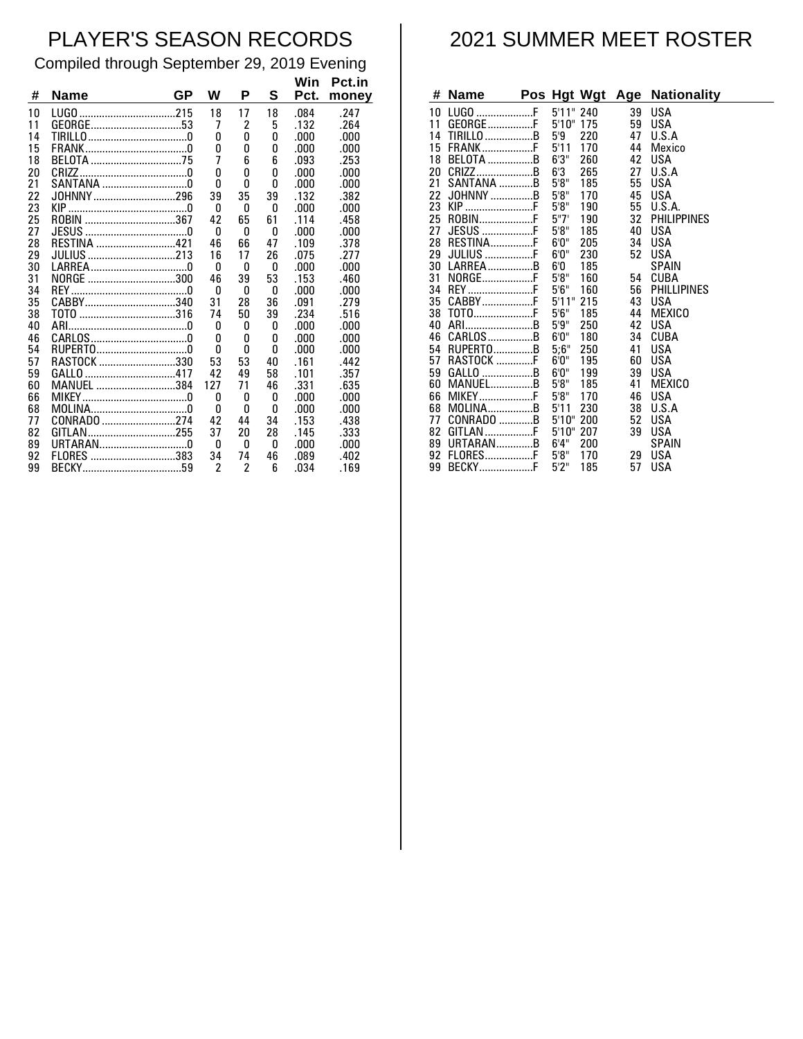# PLAYER'S SEASON RECORDS

Compiled through September 29, 2019 Evening

| # | Name | GP | W | P | S | Win Pct. | Pct.in money |
|---|---|---|---|---|---|---|---|
| 10 | LUGO | 215 | 18 | 17 | 18 | .084 | .247 |
| 11 | GEORGE | 53 | 7 | 2 | 5 | .132 | .264 |
| 14 | TIRILLO | 0 | 0 | 0 | 0 | .000 | .000 |
| 15 | FRANK | 0 | 0 | 0 | 0 | .000 | .000 |
| 18 | BELOTA | 75 | 7 | 6 | 6 | .093 | .253 |
| 20 | CRIZZ | 0 | 0 | 0 | 0 | .000 | .000 |
| 21 | SANTANA | 0 | 0 | 0 | 0 | .000 | .000 |
| 22 | JOHNNY | 296 | 39 | 35 | 39 | .132 | .382 |
| 23 | KIP | 0 | 0 | 0 | 0 | .000 | .000 |
| 25 | ROBIN | 367 | 42 | 65 | 61 | .114 | .458 |
| 27 | JESUS | 0 | 0 | 0 | 0 | .000 | .000 |
| 28 | RESTINA | 421 | 46 | 66 | 47 | .109 | .378 |
| 29 | JULIUS | 213 | 16 | 17 | 26 | .075 | .277 |
| 30 | LARREA | 0 | 0 | 0 | 0 | .000 | .000 |
| 31 | NORGE | 300 | 46 | 39 | 53 | .153 | .460 |
| 34 | REY | 0 | 0 | 0 | 0 | .000 | .000 |
| 35 | CABBY | 340 | 31 | 28 | 36 | .091 | .279 |
| 38 | TOTO | 316 | 74 | 50 | 39 | .234 | .516 |
| 40 | ARI | 0 | 0 | 0 | 0 | .000 | .000 |
| 46 | CARLOS | 0 | 0 | 0 | 0 | .000 | .000 |
| 54 | RUPERTO | 0 | 0 | 0 | 0 | .000 | .000 |
| 57 | RASTOCK | 330 | 53 | 53 | 40 | .161 | .442 |
| 59 | GALLO | 417 | 42 | 49 | 58 | .101 | .357 |
| 60 | MANUEL | 384 | 127 | 71 | 46 | .331 | .635 |
| 66 | MIKEY | 0 | 0 | 0 | 0 | .000 | .000 |
| 68 | MOLINA | 0 | 0 | 0 | 0 | .000 | .000 |
| 77 | CONRADO | 274 | 42 | 44 | 34 | .153 | .438 |
| 82 | GITLAN | 255 | 37 | 20 | 28 | .145 | .333 |
| 89 | URTARAN | 0 | 0 | 0 | 0 | .000 | .000 |
| 92 | FLORES | 383 | 34 | 74 | 46 | .089 | .402 |
| 99 | BECKY | 59 | 2 | 2 | 6 | .034 | .169 |

# 2021 SUMMER MEET ROSTER

| # | Name | Pos | Hgt | Wgt | Age | Nationality |
|---|---|---|---|---|---|---|
| 10 | LUGO | F | 5'11" | 240 | 39 | USA |
| 11 | GEORGE | F | 5'10" | 175 | 59 | USA |
| 14 | TIRILLO | B | 5'9 | 220 | 47 | U.S.A |
| 15 | FRANK | F | 5'11 | 170 | 44 | Mexico |
| 18 | BELOTA | B | 6'3" | 260 | 42 | USA |
| 20 | CRIZZ | B | 6'3 | 265 | 27 | U.S.A |
| 21 | SANTANA | B | 5'8" | 185 | 55 | USA |
| 22 | JOHNNY | B | 5'8" | 170 | 45 | USA |
| 23 | KIP | F | 5'8" | 190 | 55 | U.S.A. |
| 25 | ROBIN | F | 5"7' | 190 | 32 | PHILIPPINES |
| 27 | JESUS | F | 5'8" | 185 | 40 | USA |
| 28 | RESTINA | F | 6'0" | 205 | 34 | USA |
| 29 | JULIUS | F | 6'0" | 230 | 52 | USA |
| 30 | LARREA | B | 6'0 | 185 | | SPAIN |
| 31 | NORGE | F | 5'8" | 160 | 54 | CUBA |
| 34 | REY | F | 5'6" | 160 | 56 | PHILLIPINES |
| 35 | CABBY | F | 5'11" | 215 | 43 | USA |
| 38 | TOTO | F | 5'6" | 185 | 44 | MEXICO |
| 40 | ARI | B | 5'9" | 250 | 42 | USA |
| 46 | CARLOS | B | 6'0" | 180 | 34 | CUBA |
| 54 | RUPERTO | B | 5;6" | 250 | 41 | USA |
| 57 | RASTOCK | F | 6'0" | 195 | 60 | USA |
| 59 | GALLO | B | 6'0" | 199 | 39 | USA |
| 60 | MANUEL | B | 5'8" | 185 | 41 | MEXICO |
| 66 | MIKEY | F | 5'8" | 170 | 46 | USA |
| 68 | MOLINA | B | 5'11 | 230 | 38 | U.S.A |
| 77 | CONRADO | B | 5'10" | 200 | 52 | USA |
| 82 | GITLAN | F | 5'10" | 207 | 39 | USA |
| 89 | URTARAN | B | 6'4" | 200 | | SPAIN |
| 92 | FLORES | F | 5'8" | 170 | 29 | USA |
| 99 | BECKY | F | 5'2" | 185 | 57 | USA |